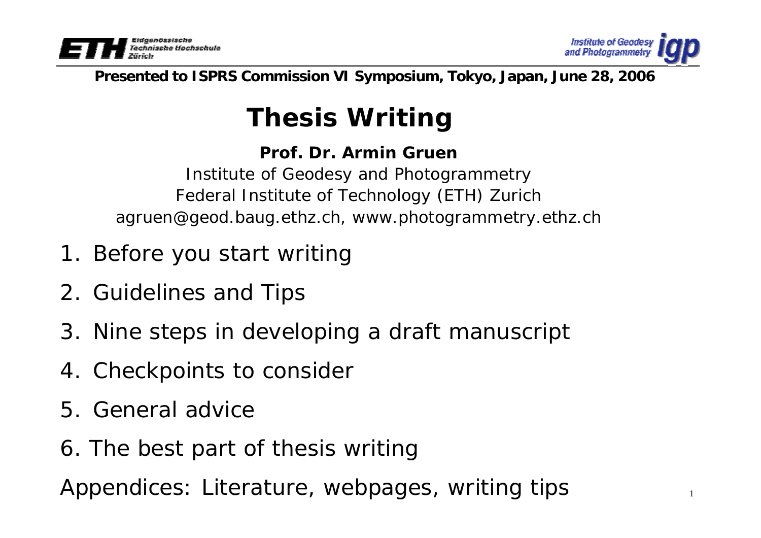**Presented to ISPRS Commission VI Symposium, Tokyo, Japan, June 28, 2006**

# Thesis Writing

**Prof. Dr. Armin Gruen**

Institute of Geodesy and Photogrammetry
Federal Institute of Technology (ETH) Zurich
agruen@geod.baug.ethz.ch, www.photogrammetry.ethz.ch

1. Before you start writing
2. Guidelines and Tips
3. Nine steps in developing a draft manuscript
4. Checkpoints to consider
5. General advice
6. The best part of thesis writing

Appendices: Literature, webpages, writing tips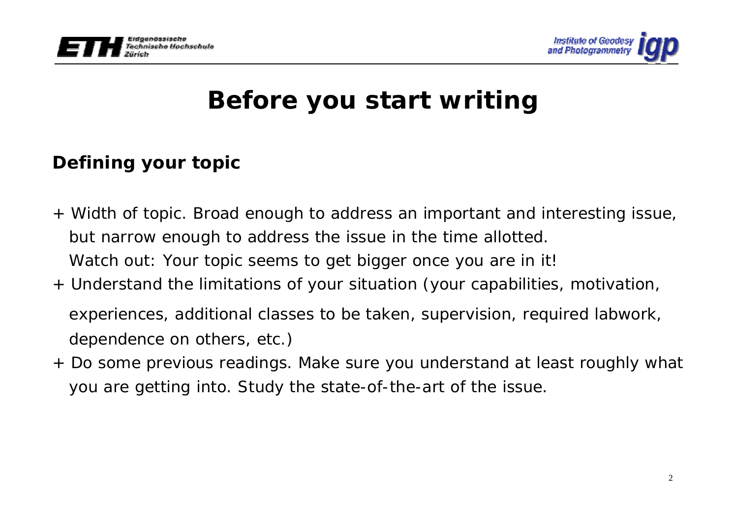# Before you start writing

## Defining your topic

+ Width of topic. Broad enough to address an important and interesting issue, but narrow enough to address the issue in the time allotted.
  Watch out: Your topic seems to get bigger once you are in it!
+ Understand the limitations of your situation (your capabilities, motivation, experiences, additional classes to be taken, supervision, required labwork, dependence on others, etc.)
+ Do some previous readings. Make sure you understand at least roughly what you are getting into. Study the state-of-the-art of the issue.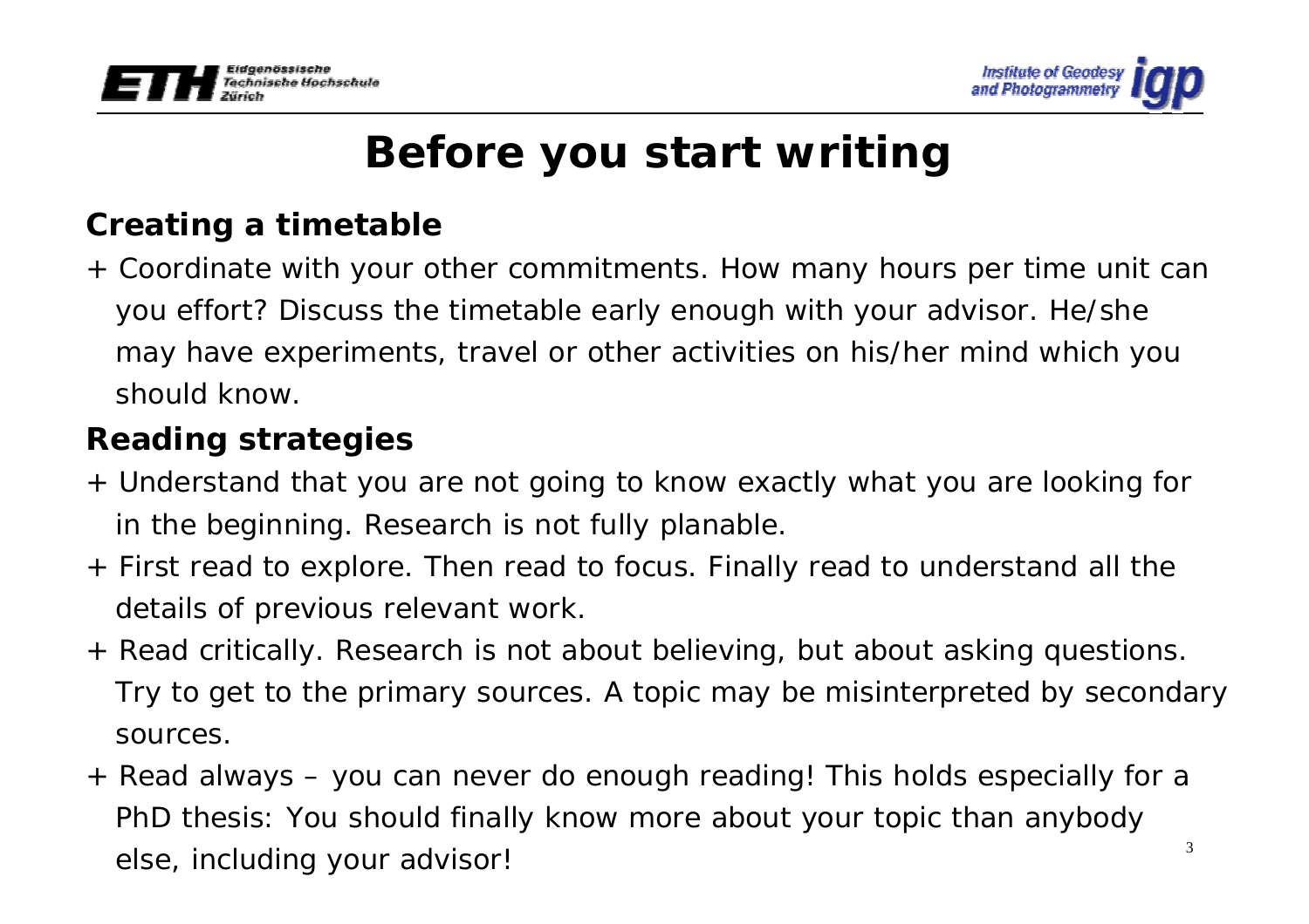# Before you start writing

## Creating a timetable

+ Coordinate with your other commitments. How many hours per time unit can you effort? Discuss the timetable early enough with your advisor. He/she may have experiments, travel or other activities on his/her mind which you should know.

## Reading strategies

+ Understand that you are not going to know exactly what you are looking for in the beginning. Research is not fully planable.
+ First read to explore. Then read to focus. Finally read to understand all the details of previous relevant work.
+ Read critically. Research is not about believing, but about asking questions. Try to get to the primary sources. A topic may be misinterpreted by secondary sources.
+ Read always – you can never do enough reading! This holds especially for a PhD thesis: You should finally know more about your topic than anybody else, including your advisor!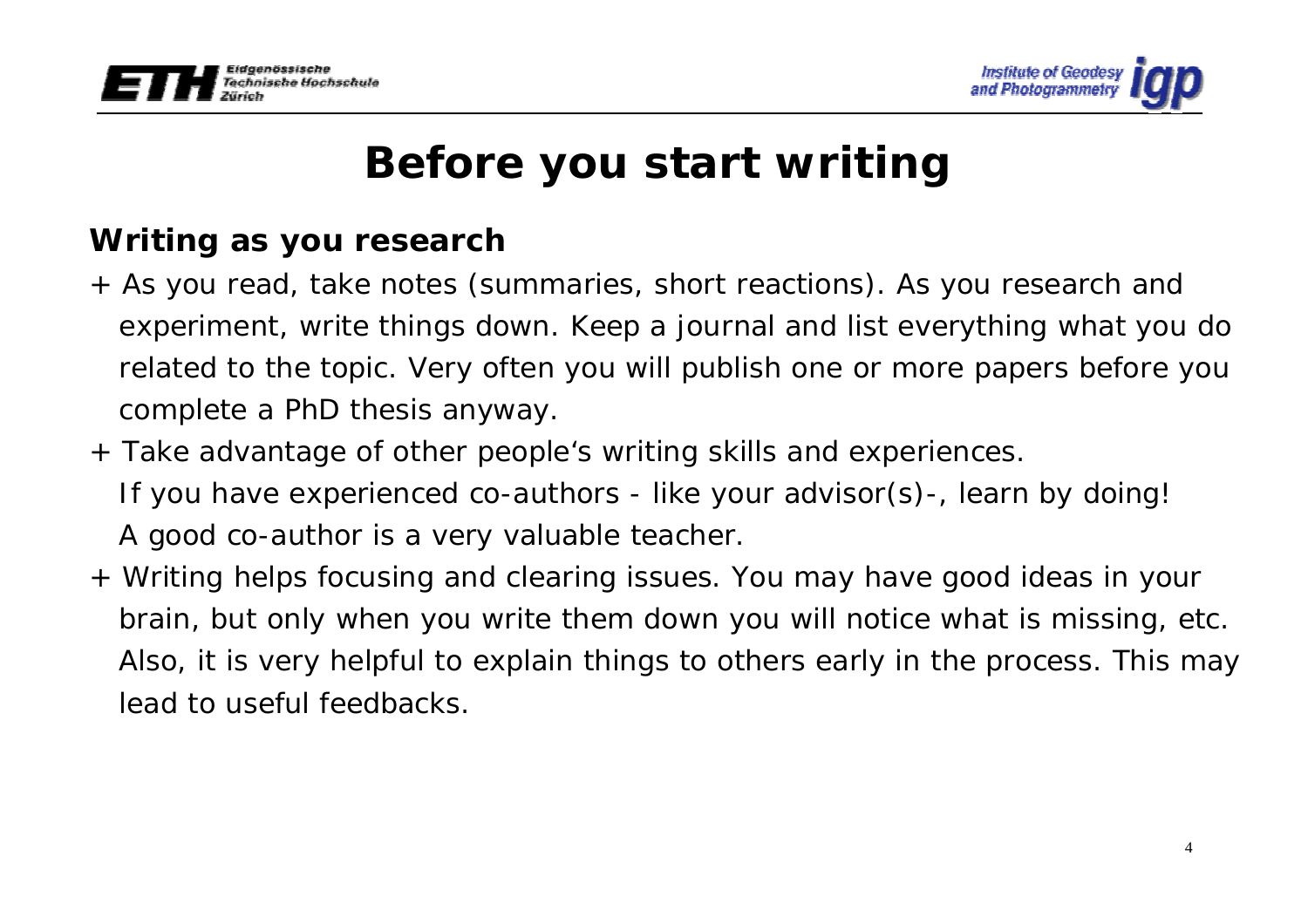# Before you start writing

## Writing as you research

+ As you read, take notes (summaries, short reactions). As you research and experiment, write things down. Keep a journal and list everything what you do related to the topic. Very often you will publish one or more papers before you complete a PhD thesis anyway.
+ Take advantage of other people's writing skills and experiences. If you have experienced co-authors - like your advisor(s)-, learn by doing! A good co-author is a very valuable teacher.
+ Writing helps focusing and clearing issues. You may have good ideas in your brain, but only when you write them down you will notice what is missing, etc. Also, it is very helpful to explain things to others early in the process. This may lead to useful feedbacks.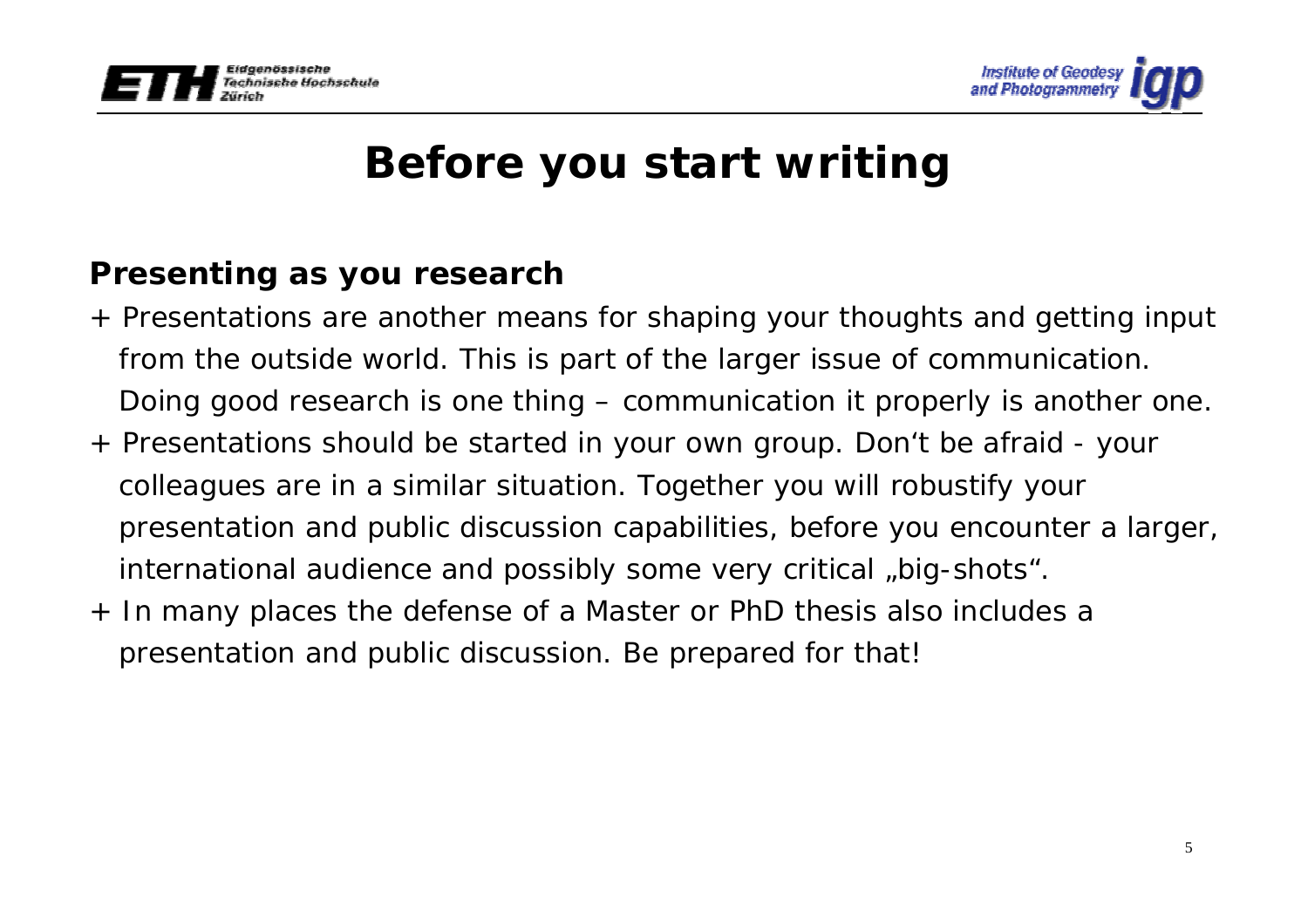# Before you start writing

**Presenting as you research**

+ Presentations are another means for shaping your thoughts and getting input from the outside world. This is part of the larger issue of communication. Doing good research is one thing – communication it properly is another one.
+ Presentations should be started in your own group. Don‘t be afraid - your colleagues are in a similar situation. Together you will robustify your presentation and public discussion capabilities, before you encounter a larger, international audience and possibly some very critical „big-shots“.
+ In many places the defense of a Master or PhD thesis also includes a presentation and public discussion. Be prepared for that!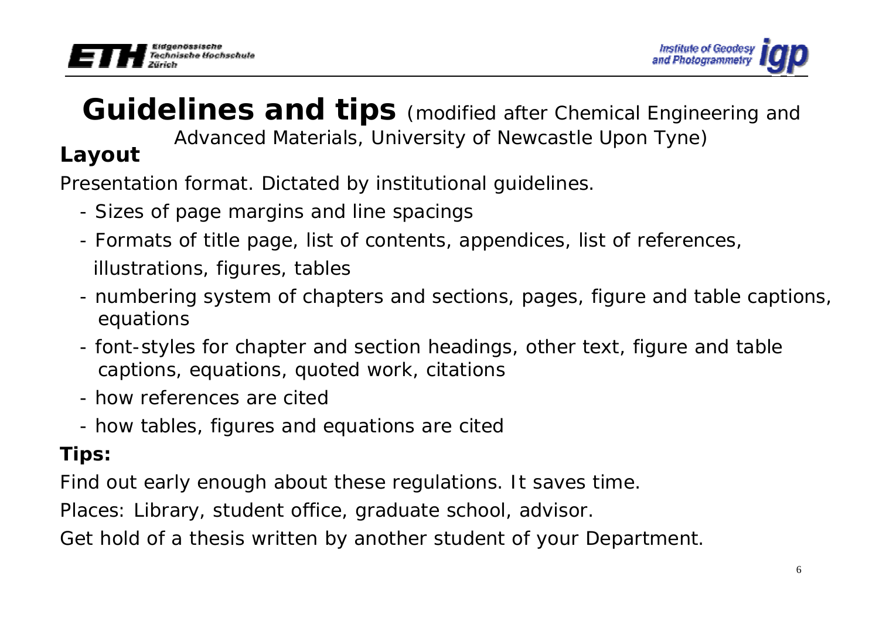# Guidelines and tips (modified after Chemical Engineering and Advanced Materials, University of Newcastle Upon Tyne)

## Layout

Presentation format. Dictated by institutional guidelines.

- Sizes of page margins and line spacings
- Formats of title page, list of contents, appendices, list of references, illustrations, figures, tables
- numbering system of chapters and sections, pages, figure and table captions, equations
- font-styles for chapter and section headings, other text, figure and table captions, equations, quoted work, citations
- how references are cited
- how tables, figures and equations are cited

**Tips:**

Find out early enough about these regulations. It saves time.

Places: Library, student office, graduate school, advisor.

Get hold of a thesis written by another student of your Department.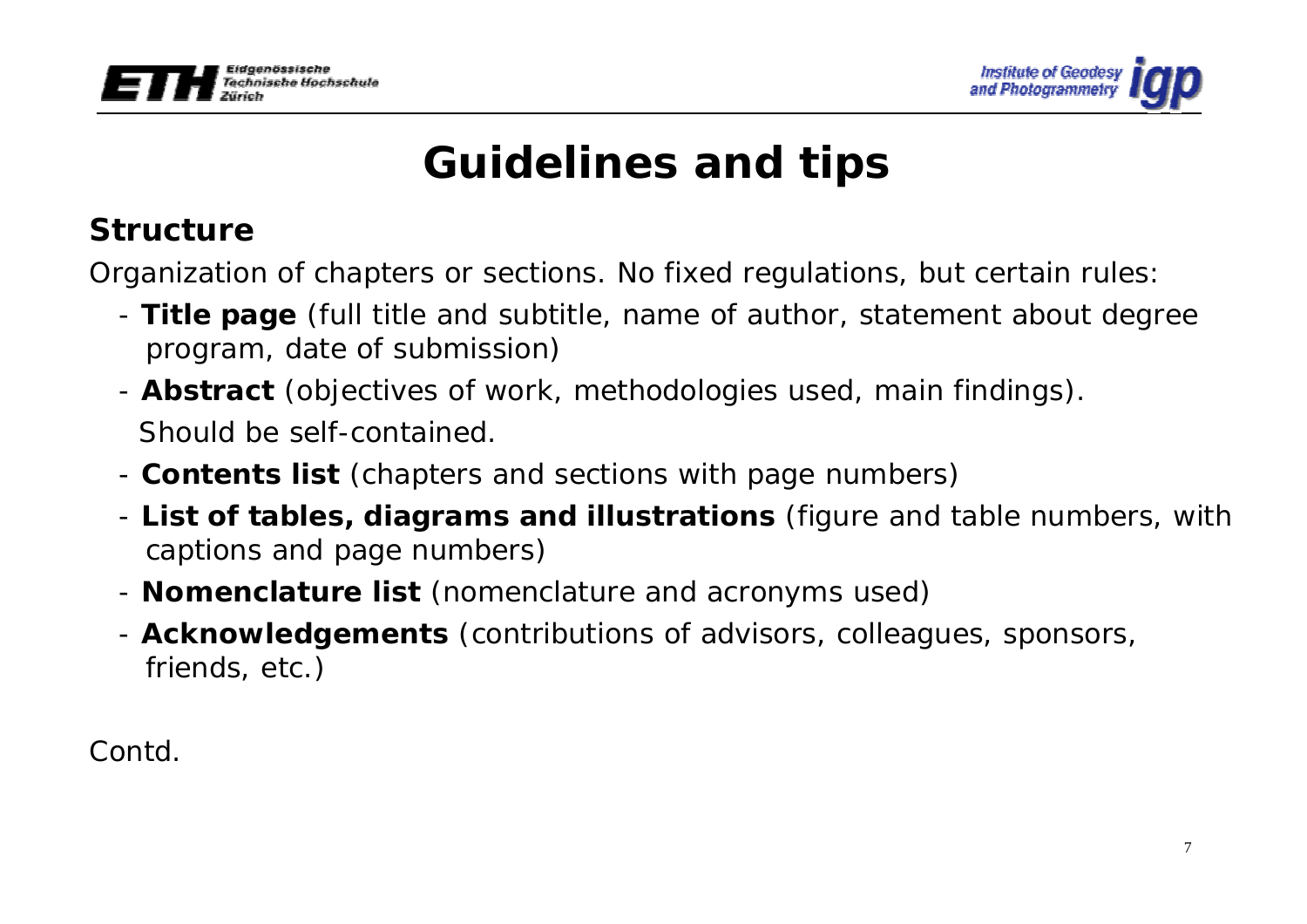# Guidelines and tips

**Structure**

Organization of chapters or sections. No fixed regulations, but certain rules:

- **Title page** (full title and subtitle, name of author, statement about degree program, date of submission)
- **Abstract** (objectives of work, methodologies used, main findings). Should be self-contained.
- **Contents list** (chapters and sections with page numbers)
- **List of tables, diagrams and illustrations** (figure and table numbers, with captions and page numbers)
- **Nomenclature list** (nomenclature and acronyms used)
- **Acknowledgements** (contributions of advisors, colleagues, sponsors, friends, etc.)

Contd.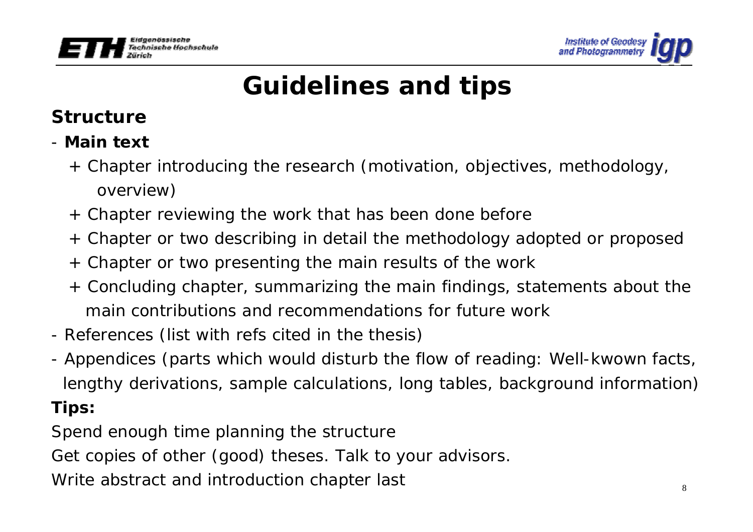# Guidelines and tips

**Structure**

- **Main text**
  - + Chapter introducing the research (motivation, objectives, methodology, overview)
  - + Chapter reviewing the work that has been done before
  - + Chapter or two describing in detail the methodology adopted or proposed
  - + Chapter or two presenting the main results of the work
  - + Concluding chapter, summarizing the main findings, statements about the main contributions and recommendations for future work
- References (list with refs cited in the thesis)
- Appendices (parts which would disturb the flow of reading: Well-kwown facts, lengthy derivations, sample calculations, long tables, background information)

**Tips:**

Spend enough time planning the structure

Get copies of other (good) theses. Talk to your advisors.

Write abstract and introduction chapter last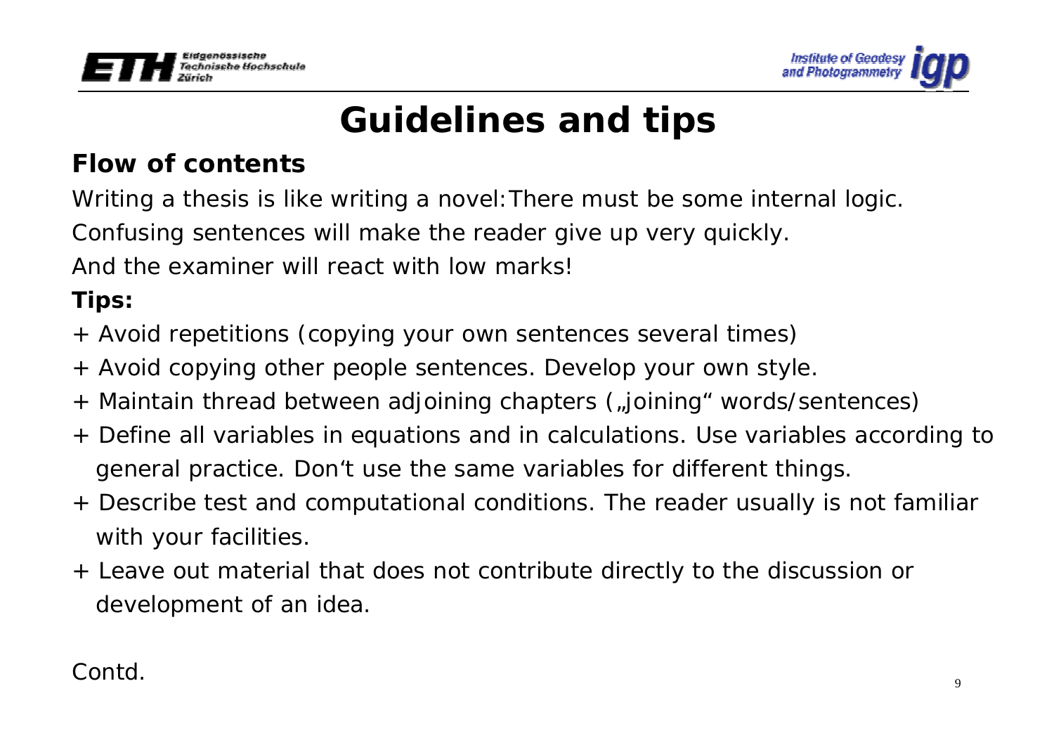# Guidelines and tips

## Flow of contents

Writing a thesis is like writing a novel:There must be some internal logic.

Confusing sentences will make the reader give up very quickly.

And the examiner will react with low marks!

**Tips:**

+ Avoid repetitions (copying your own sentences several times)
+ Avoid copying other people sentences. Develop your own style.
+ Maintain thread between adjoining chapters („joining“ words/sentences)
+ Define all variables in equations and in calculations. Use variables according to general practice. Don‘t use the same variables for different things.
+ Describe test and computational conditions. The reader usually is not familiar with your facilities.
+ Leave out material that does not contribute directly to the discussion or development of an idea.

Contd.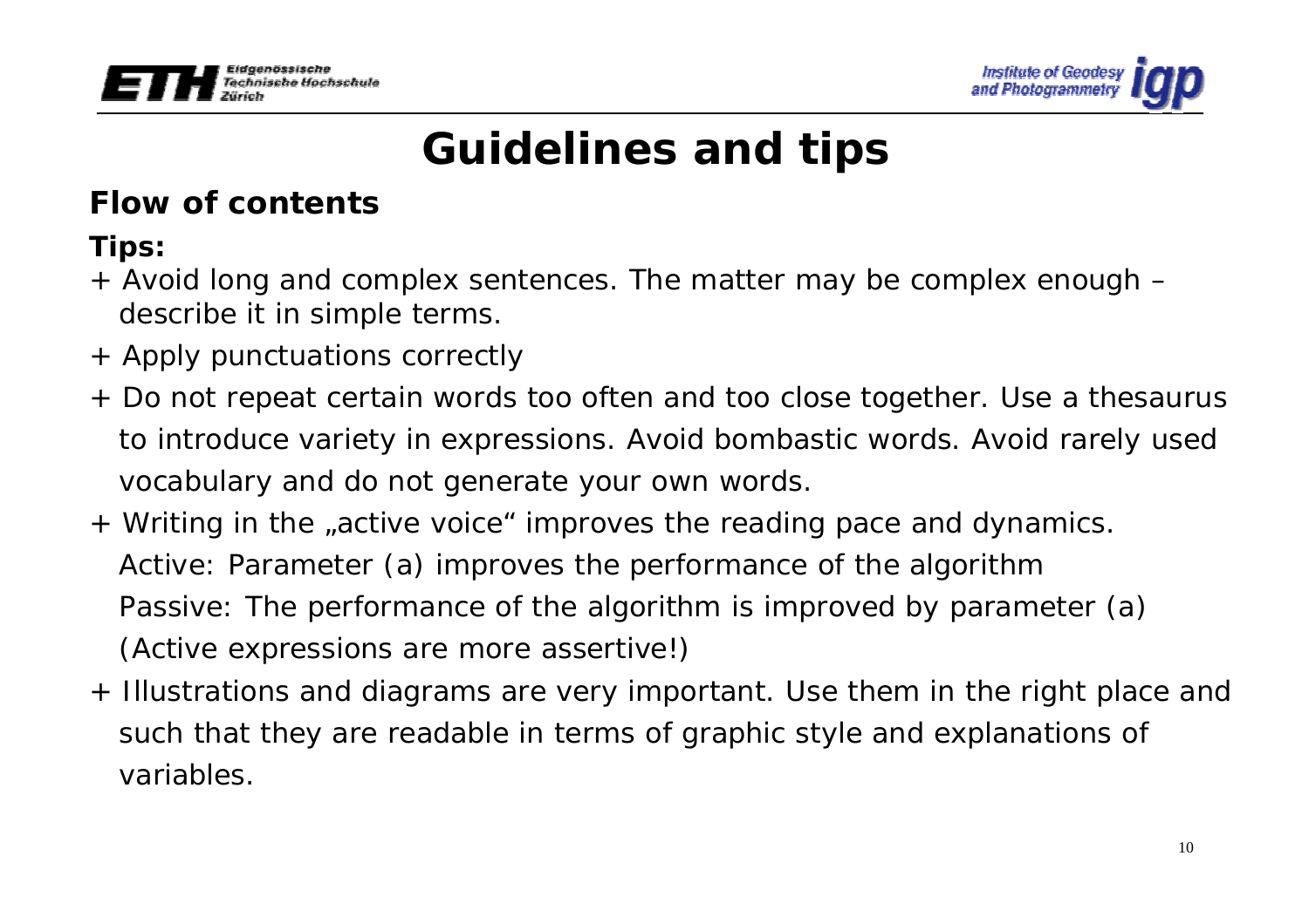# Guidelines and tips

## Flow of contents

**Tips:**

+ Avoid long and complex sentences. The matter may be complex enough – describe it in simple terms.
+ Apply punctuations correctly
+ Do not repeat certain words too often and too close together. Use a thesaurus to introduce variety in expressions. Avoid bombastic words. Avoid rarely used vocabulary and do not generate your own words.
+ Writing in the „active voice" improves the reading pace and dynamics.
  Active: Parameter (a) improves the performance of the algorithm
  Passive: The performance of the algorithm is improved by parameter (a)
  (Active expressions are more assertive!)
+ Illustrations and diagrams are very important. Use them in the right place and such that they are readable in terms of graphic style and explanations of variables.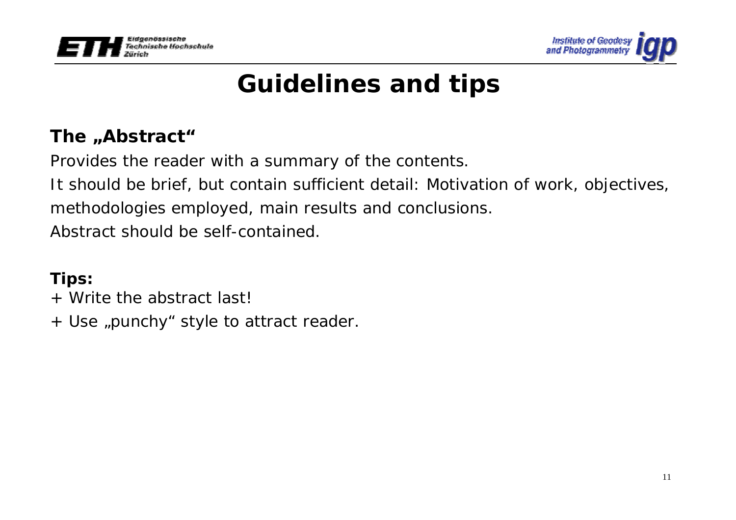# Guidelines and tips

## The „Abstract"

Provides the reader with a summary of the contents.

It should be brief, but contain sufficient detail: Motivation of work, objectives, methodologies employed, main results and conclusions.

Abstract should be self-contained.

**Tips:**

+ Write the abstract last!
+ Use „punchy" style to attract reader.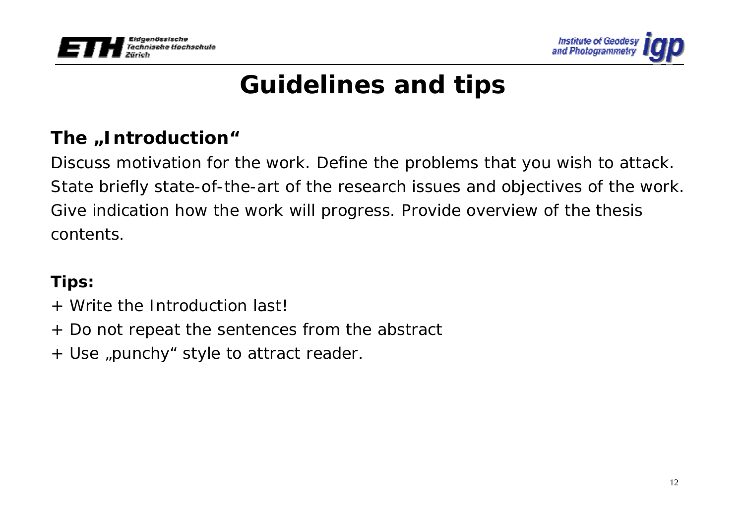# Guidelines and tips

## The „Introduction“

Discuss motivation for the work. Define the problems that you wish to attack. State briefly state-of-the-art of the research issues and objectives of the work. Give indication how the work will progress. Provide overview of the thesis contents.

**Tips:**

+ Write the Introduction last!
+ Do not repeat the sentences from the abstract
+ Use „punchy“ style to attract reader.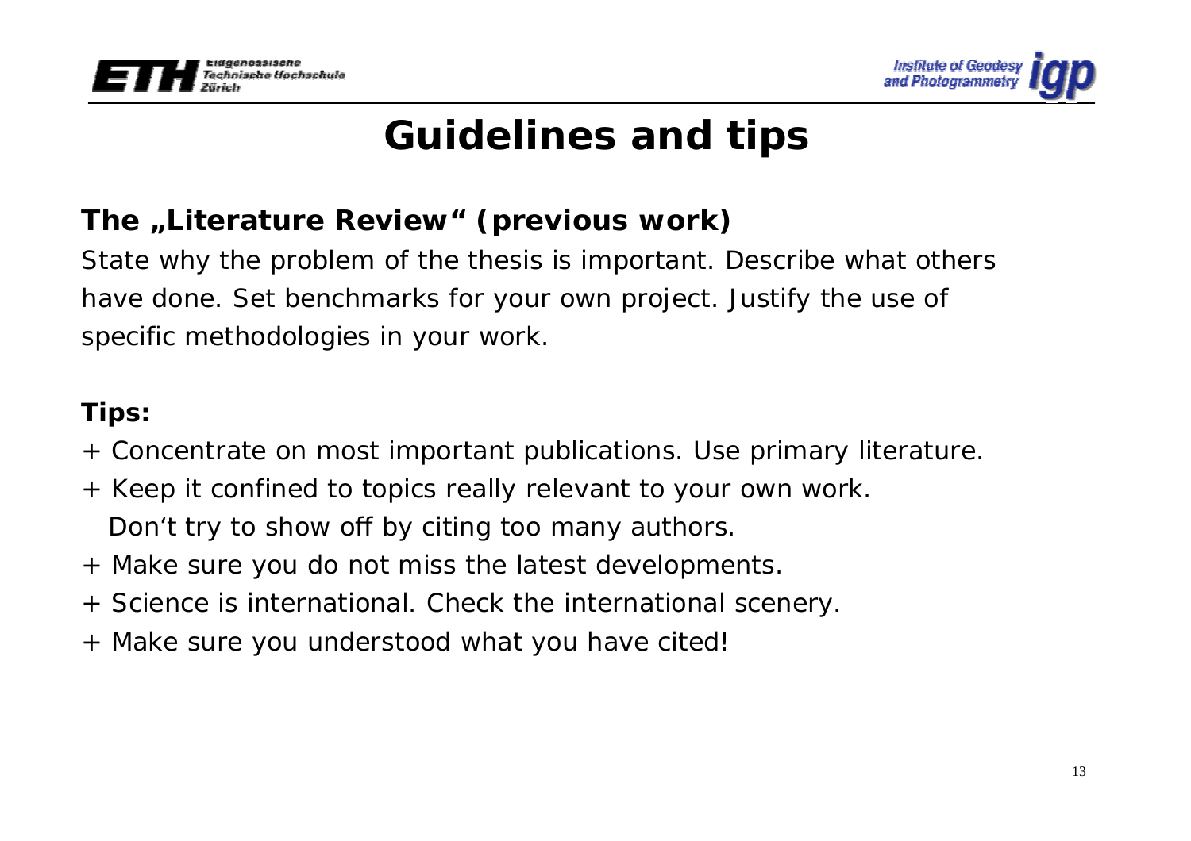# Guidelines and tips

## The „Literature Review" (previous work)

State why the problem of the thesis is important. Describe what others have done. Set benchmarks for your own project. Justify the use of specific methodologies in your work.

**Tips:**

+ Concentrate on most important publications. Use primary literature.
+ Keep it confined to topics really relevant to your own work. Don't try to show off by citing too many authors.
+ Make sure you do not miss the latest developments.
+ Science is international. Check the international scenery.
+ Make sure you understood what you have cited!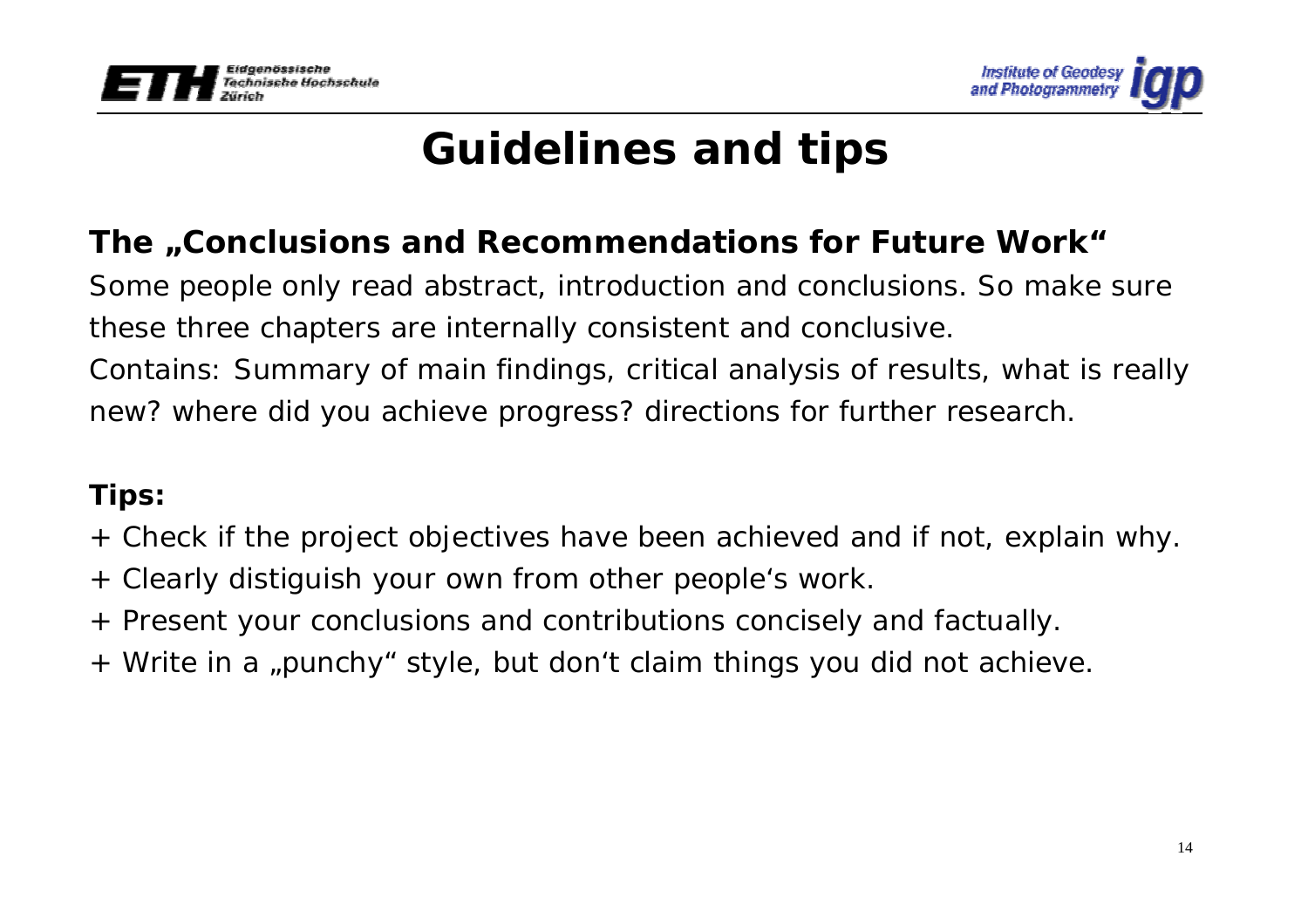# Guidelines and tips

**The „Conclusions and Recommendations for Future Work“**

Some people only read abstract, introduction and conclusions. So make sure these three chapters are internally consistent and conclusive.

Contains: Summary of main findings, critical analysis of results, what is really new? where did you achieve progress? directions for further research.

**Tips:**

+ Check if the project objectives have been achieved and if not, explain why.
+ Clearly distiguish your own from other people‘s work.
+ Present your conclusions and contributions concisely and factually.
+ Write in a „punchy“ style, but don‘t claim things you did not achieve.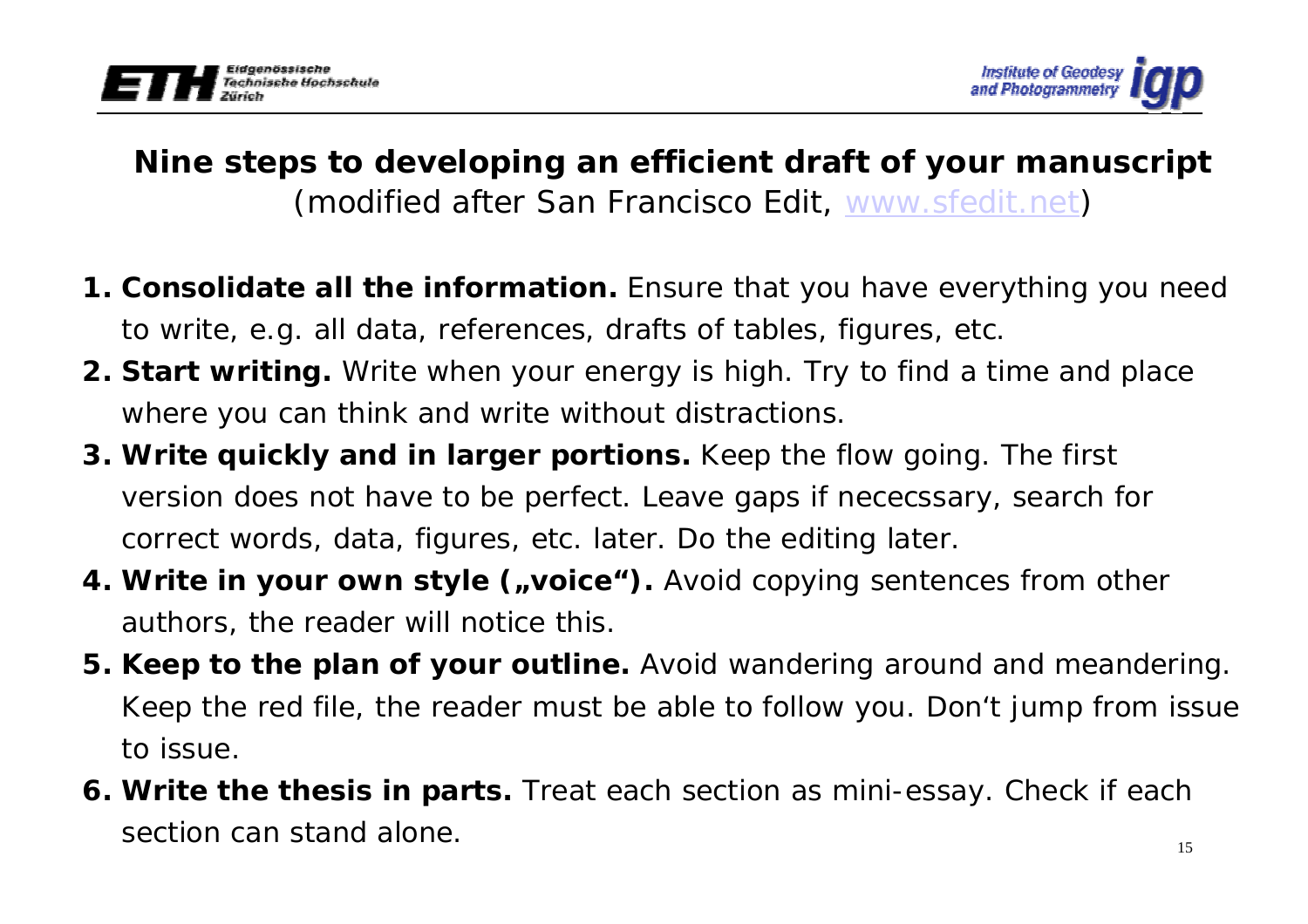## Nine steps to developing an efficient draft of your manuscript

(modified after San Francisco Edit, www.sfedit.net)

1. **Consolidate all the information.** Ensure that you have everything you need to write, e.g. all data, references, drafts of tables, figures, etc.
2. **Start writing.** Write when your energy is high. Try to find a time and place where you can think and write without distractions.
3. **Write quickly and in larger portions.** Keep the flow going. The first version does not have to be perfect. Leave gaps if nececssary, search for correct words, data, figures, etc. later. Do the editing later.
4. **Write in your own style („voice").** Avoid copying sentences from other authors, the reader will notice this.
5. **Keep to the plan of your outline.** Avoid wandering around and meandering. Keep the red file, the reader must be able to follow you. Don't jump from issue to issue.
6. **Write the thesis in parts.** Treat each section as mini-essay. Check if each section can stand alone.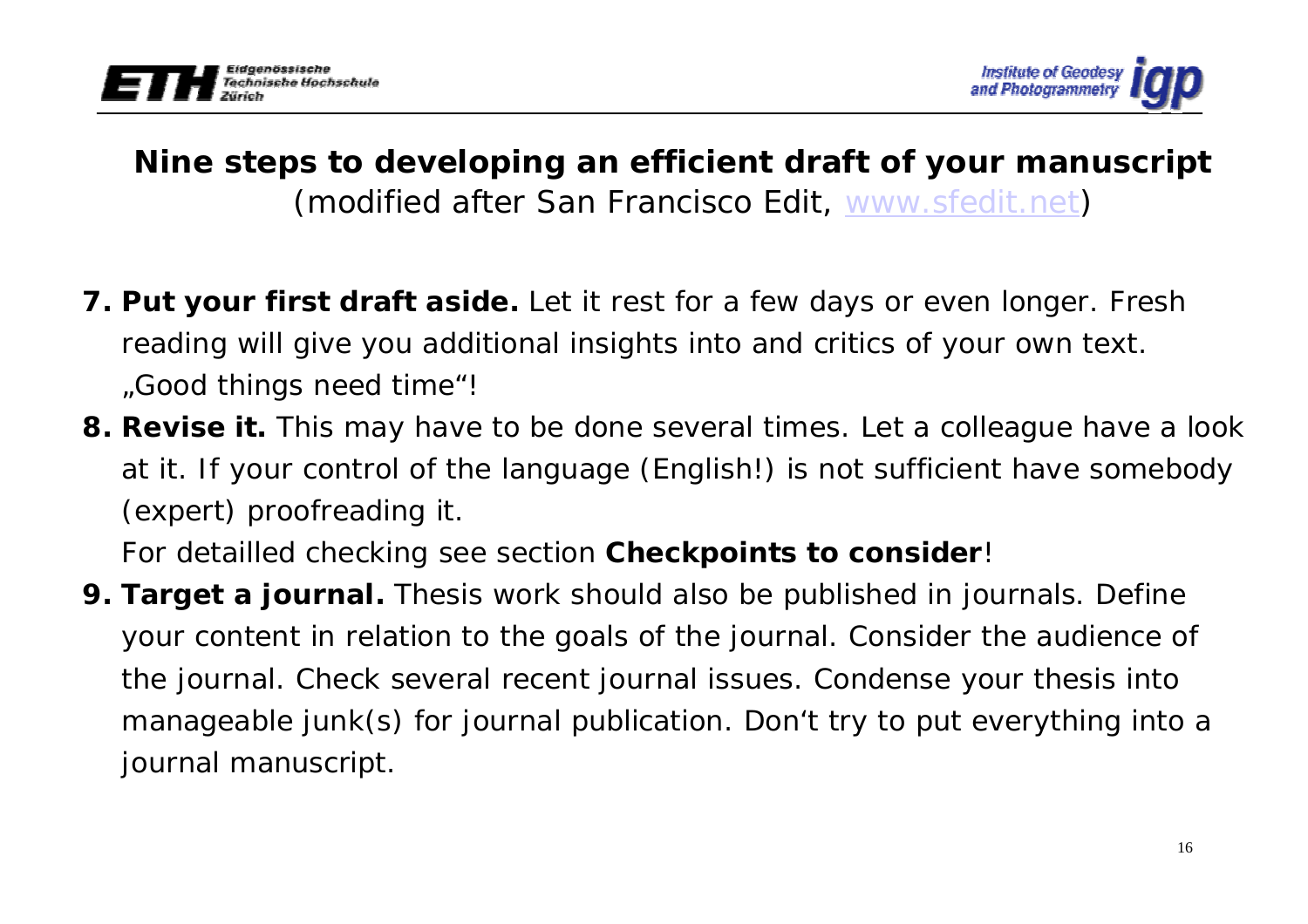## Nine steps to developing an efficient draft of your manuscript

(modified after San Francisco Edit, www.sfedit.net)

7. **Put your first draft aside.** Let it rest for a few days or even longer. Fresh reading will give you additional insights into and critics of your own text. „Good things need time"!
8. **Revise it.** This may have to be done several times. Let a colleague have a look at it. If your control of the language (English!) is not sufficient have somebody (expert) proofreading it.

   For detailled checking see section **Checkpoints to consider**!
9. **Target a journal.** Thesis work should also be published in journals. Define your content in relation to the goals of the journal. Consider the audience of the journal. Check several recent journal issues. Condense your thesis into manageable junk(s) for journal publication. Don't try to put everything into a journal manuscript.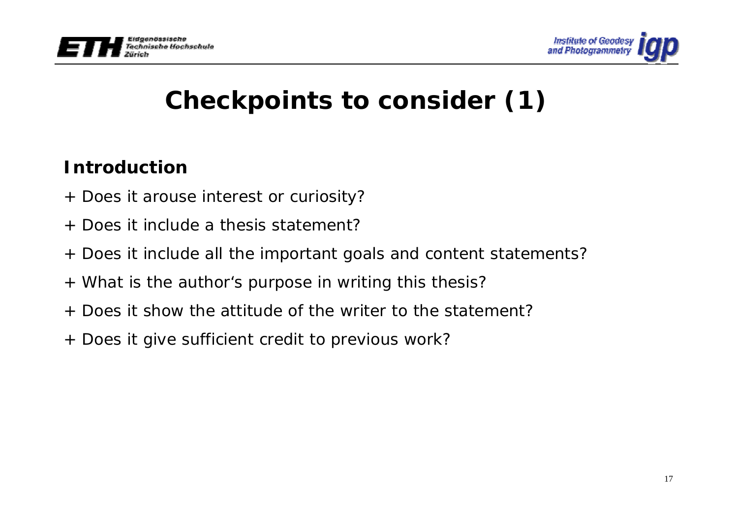# Checkpoints to consider (1)

**Introduction**

+ Does it arouse interest or curiosity?
+ Does it include a thesis statement?
+ Does it include all the important goals and content statements?
+ What is the author‘s purpose in writing this thesis?
+ Does it show the attitude of the writer to the statement?
+ Does it give sufficient credit to previous work?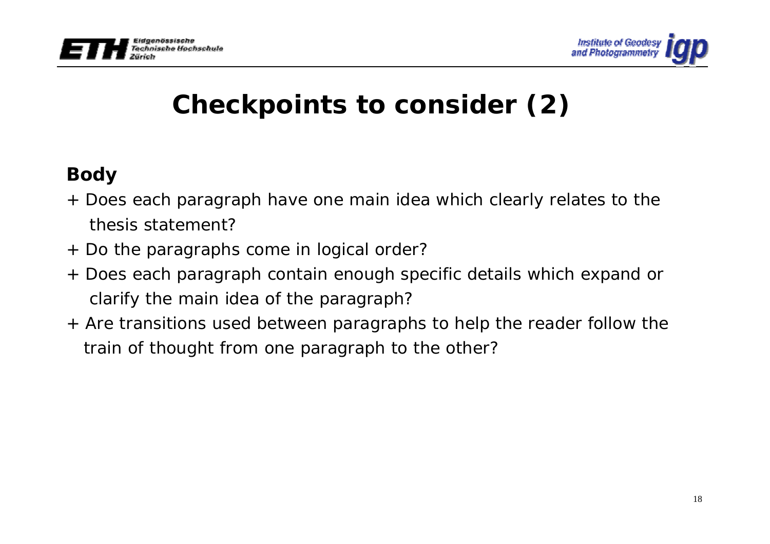# Checkpoints to consider (2)

**Body**

+ Does each paragraph have one main idea which clearly relates to the thesis statement?
+ Do the paragraphs come in logical order?
+ Does each paragraph contain enough specific details which expand or clarify the main idea of the paragraph?
+ Are transitions used between paragraphs to help the reader follow the train of thought from one paragraph to the other?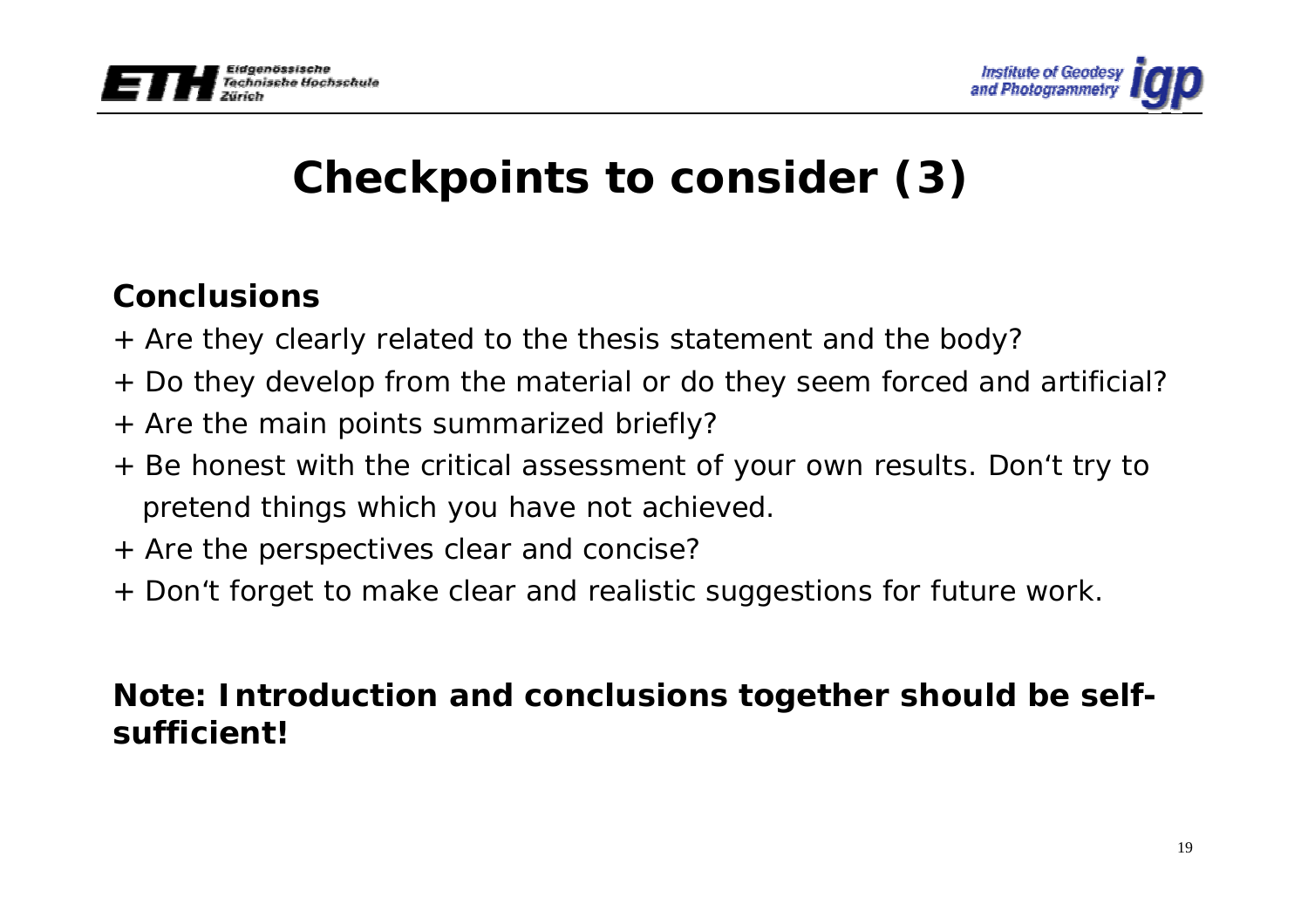# Checkpoints to consider (3)

**Conclusions**

+ Are they clearly related to the thesis statement and the body?
+ Do they develop from the material or do they seem forced and artificial?
+ Are the main points summarized briefly?
+ Be honest with the critical assessment of your own results. Don‘t try to pretend things which you have not achieved.
+ Are the perspectives clear and concise?
+ Don‘t forget to make clear and realistic suggestions for future work.

**Note: Introduction and conclusions together should be self-sufficient!**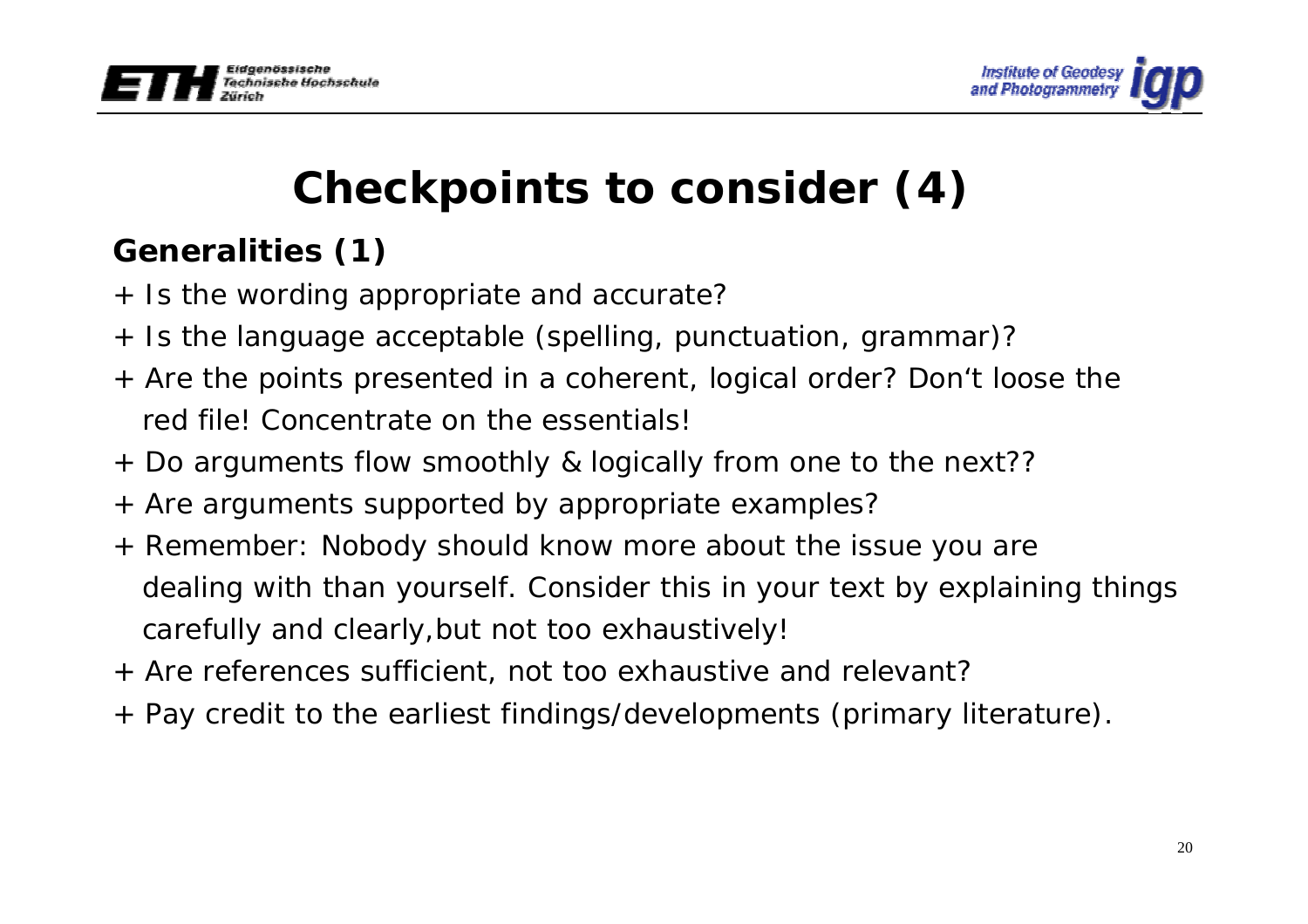# Checkpoints to consider (4)

## Generalities (1)

+ Is the wording appropriate and accurate?
+ Is the language acceptable (spelling, punctuation, grammar)?
+ Are the points presented in a coherent, logical order? Don‘t loose the red file! Concentrate on the essentials!
+ Do arguments flow smoothly & logically from one to the next??
+ Are arguments supported by appropriate examples?
+ Remember: Nobody should know more about the issue you are dealing with than yourself. Consider this in your text by explaining things carefully and clearly,but not too exhaustively!
+ Are references sufficient, not too exhaustive and relevant?
+ Pay credit to the earliest findings/developments (primary literature).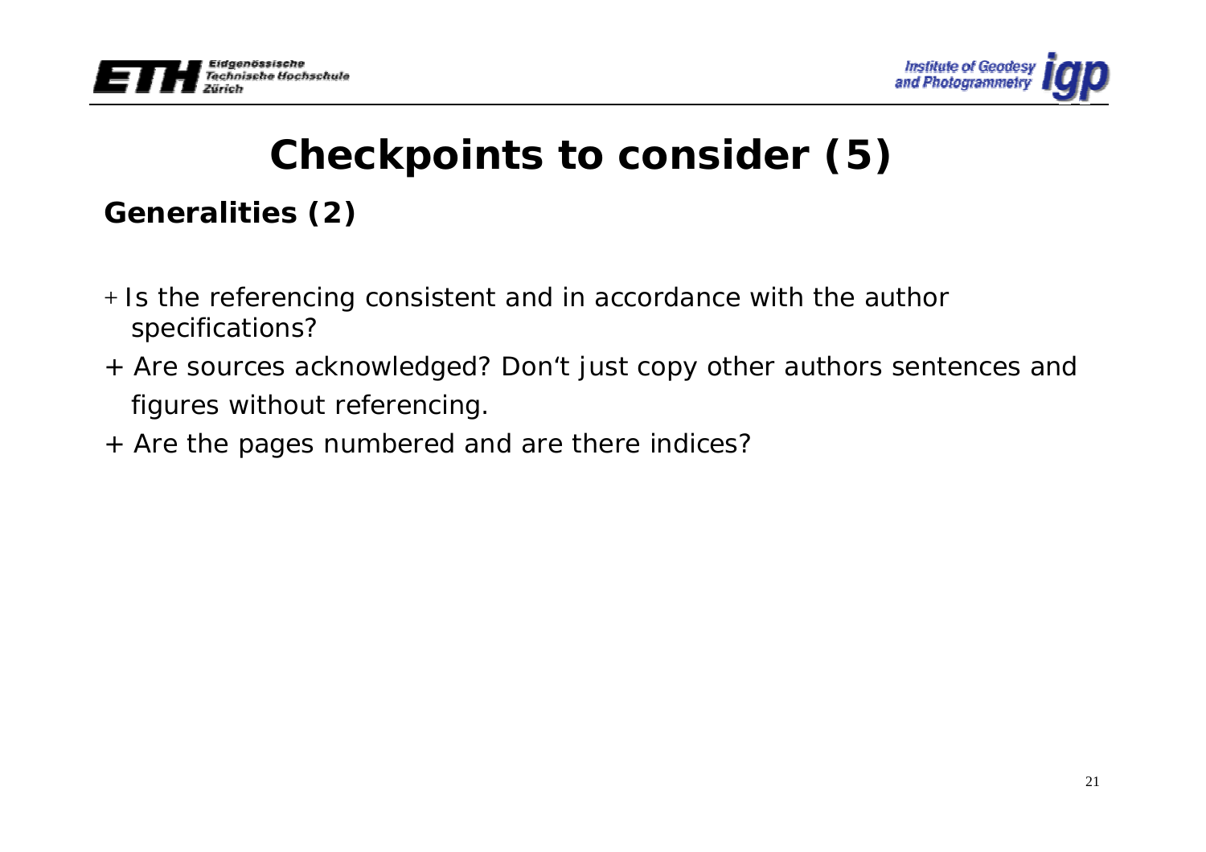# Checkpoints to consider (5)

## Generalities (2)

+ Is the referencing consistent and in accordance with the author specifications?
+ Are sources acknowledged? Don‘t just copy other authors sentences and figures without referencing.
+ Are the pages numbered and are there indices?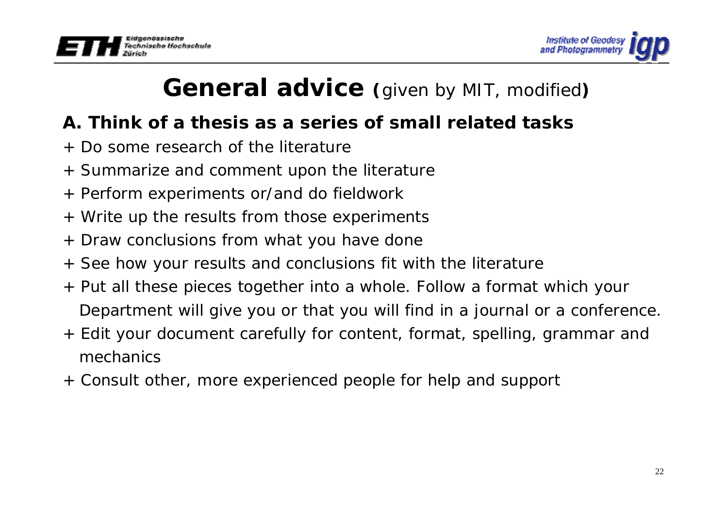# **General advice** (given by MIT, modified)

## A. Think of a thesis as a series of small related tasks

+ Do some research of the literature
+ Summarize and comment upon the literature
+ Perform experiments or/and do fieldwork
+ Write up the results from those experiments
+ Draw conclusions from what you have done
+ See how your results and conclusions fit with the literature
+ Put all these pieces together into a whole. Follow a format which your Department will give you or that you will find in a journal or a conference.
+ Edit your document carefully for content, format, spelling, grammar and mechanics
+ Consult other, more experienced people for help and support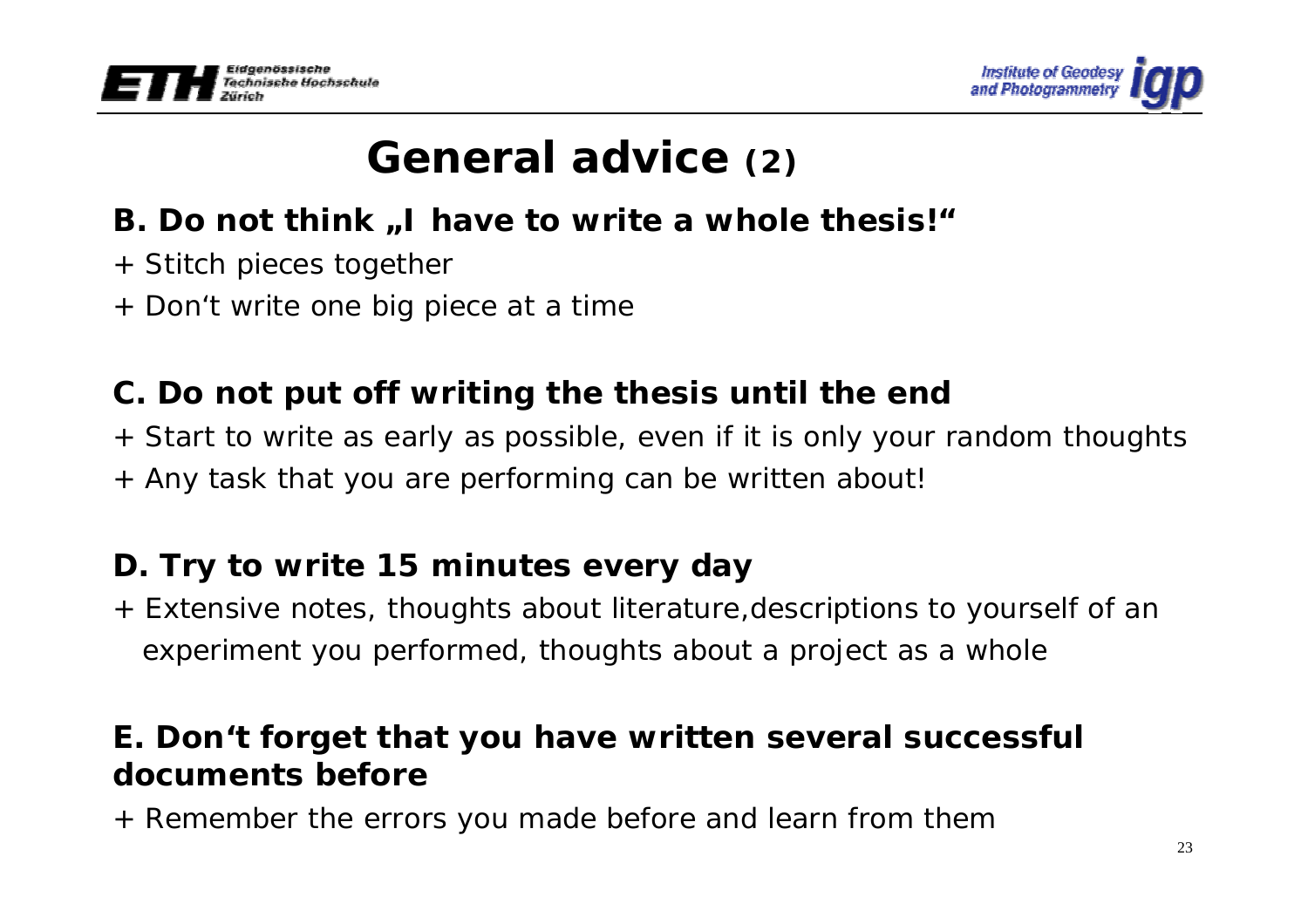# General advice (2)

**B. Do not think „I have to write a whole thesis!“**

+ Stitch pieces together
+ Don‘t write one big piece at a time

**C. Do not put off writing the thesis until the end**

+ Start to write as early as possible, even if it is only your random thoughts
+ Any task that you are performing can be written about!

**D. Try to write 15 minutes every day**

+ Extensive notes, thoughts about literature,descriptions to yourself of an experiment you performed, thoughts about a project as a whole

**E. Don‘t forget that you have written several successful documents before**

+ Remember the errors you made before and learn from them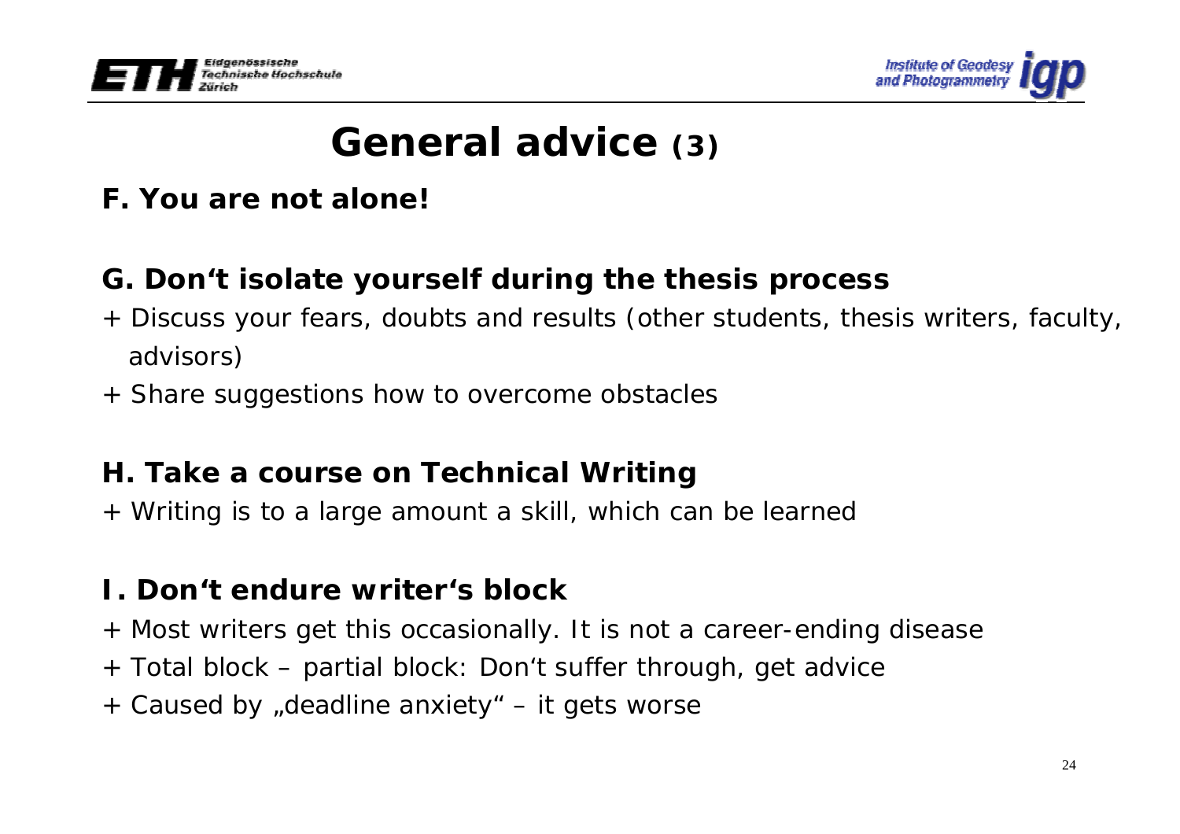# General advice (3)

**F. You are not alone!**

**G. Don‘t isolate yourself during the thesis process**

+ Discuss your fears, doubts and results (other students, thesis writers, faculty, advisors)
+ Share suggestions how to overcome obstacles

**H. Take a course on Technical Writing**

+ Writing is to a large amount a skill, which can be learned

**I. Don‘t endure writer‘s block**

+ Most writers get this occasionally. It is not a career-ending disease
+ Total block – partial block: Don‘t suffer through, get advice
+ Caused by „deadline anxiety“ – it gets worse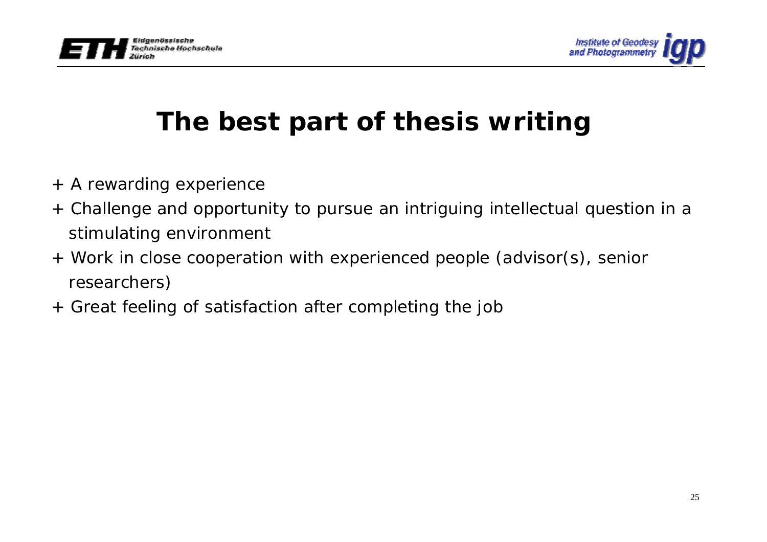# The best part of thesis writing

+ A rewarding experience
+ Challenge and opportunity to pursue an intriguing intellectual question in a stimulating environment
+ Work in close cooperation with experienced people (advisor(s), senior researchers)
+ Great feeling of satisfaction after completing the job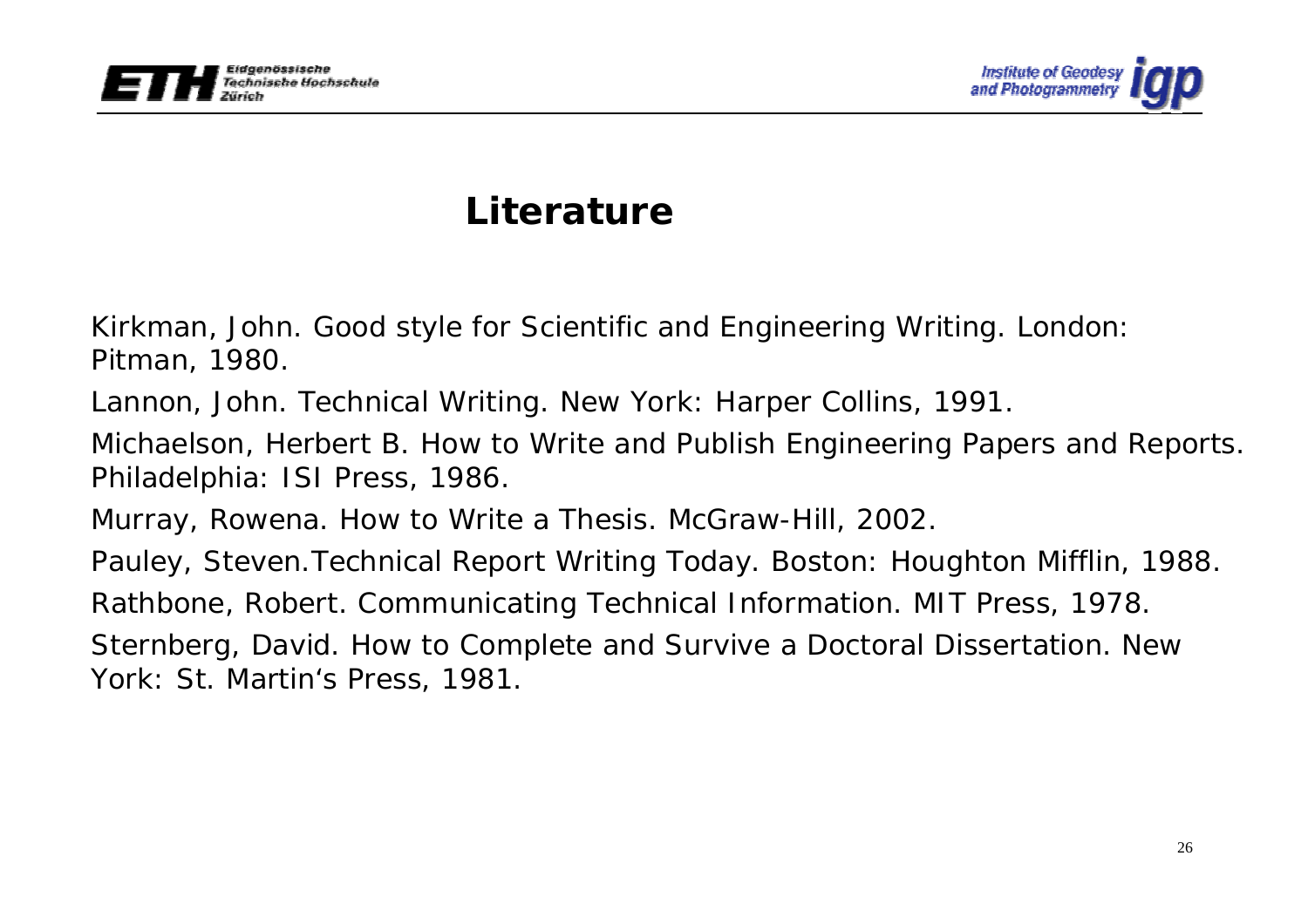# Literature

Kirkman, John. Good style for Scientific and Engineering Writing. London: Pitman, 1980.

Lannon, John. Technical Writing. New York: Harper Collins, 1991.

Michaelson, Herbert B. How to Write and Publish Engineering Papers and Reports. Philadelphia: ISI Press, 1986.

Murray, Rowena. How to Write a Thesis. McGraw-Hill, 2002.

Pauley, Steven.Technical Report Writing Today. Boston: Houghton Mifflin, 1988.

Rathbone, Robert. Communicating Technical Information. MIT Press, 1978.

Sternberg, David. How to Complete and Survive a Doctoral Dissertation. New York: St. Martin‘s Press, 1981.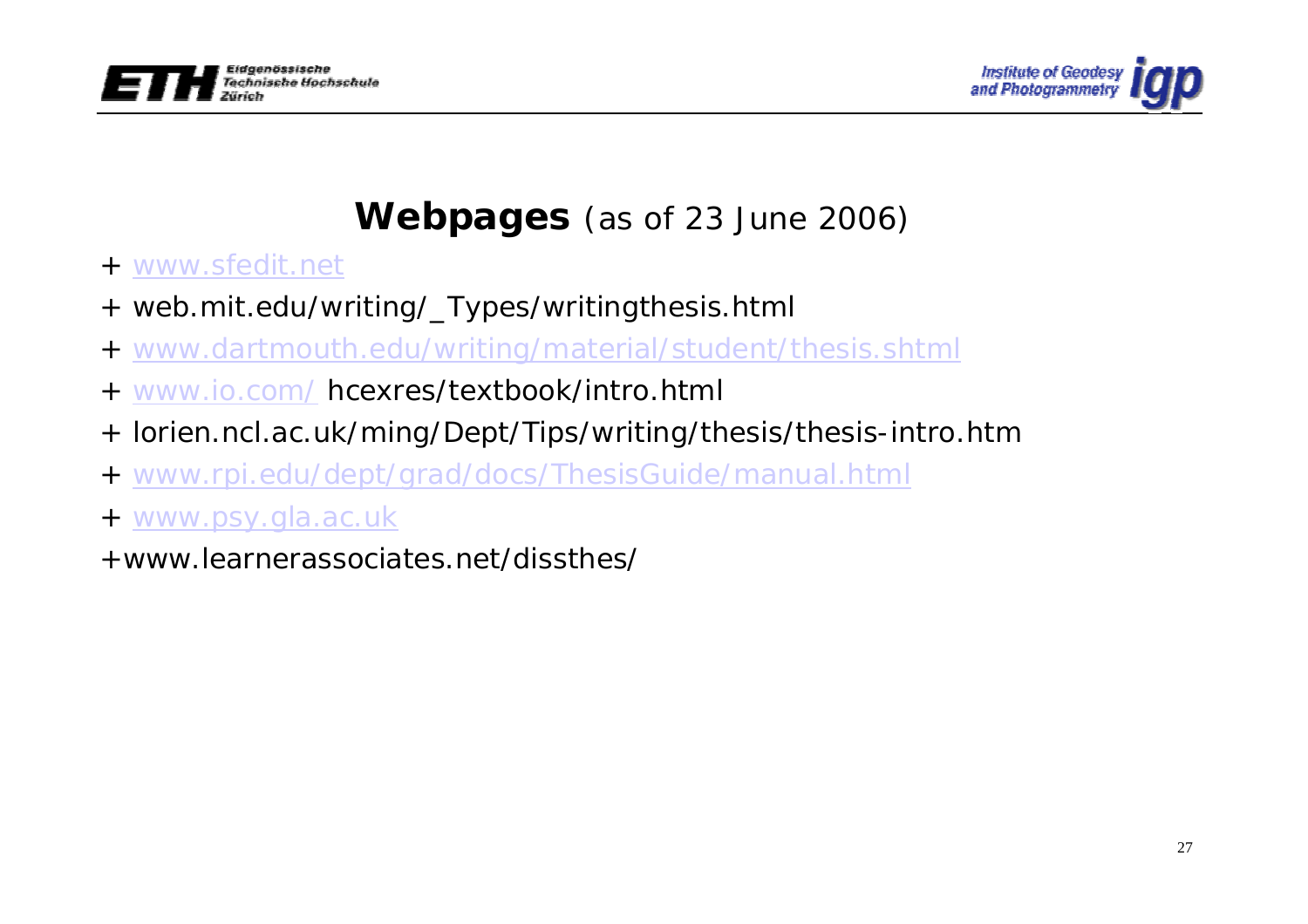# **Webpages** *(as of 23 June 2006)*

+ www.sfedit.net
+ web.mit.edu/writing/_Types/writingthesis.html
+ www.dartmouth.edu/writing/material/student/thesis.shtml
+ www.io.com/ hcexres/textbook/intro.html
+ lorien.ncl.ac.uk/ming/Dept/Tips/writing/thesis/thesis-intro.htm
+ www.rpi.edu/dept/grad/docs/ThesisGuide/manual.html
+ www.psy.gla.ac.uk
+www.learnerassociates.net/dissthes/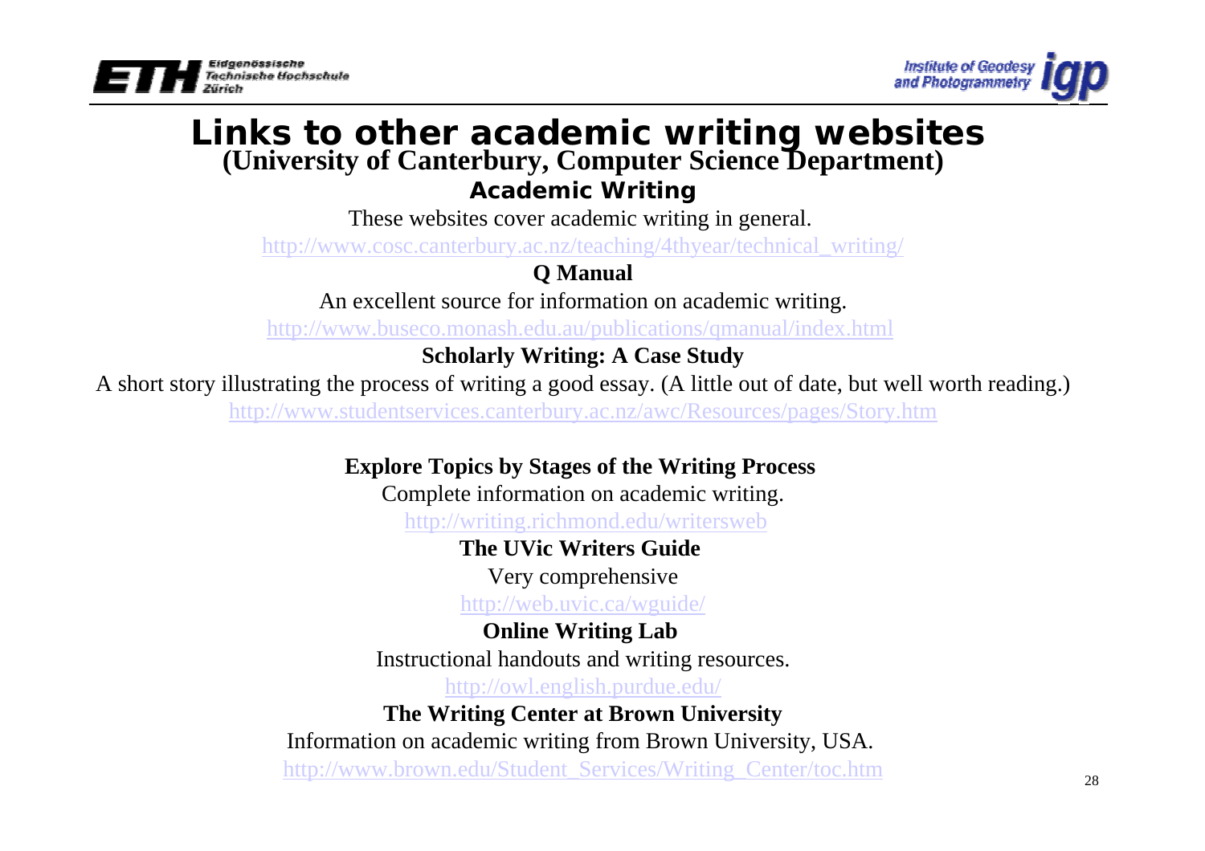# Links to other academic writing websites

## (University of Canterbury, Computer Science Department)

### Academic Writing

These websites cover academic writing in general.

http://www.cosc.canterbury.ac.nz/teaching/4thyear/technical_writing/

### Q Manual

An excellent source for information on academic writing.

http://www.buseco.monash.edu.au/publications/qmanual/index.html

### Scholarly Writing: A Case Study

A short story illustrating the process of writing a good essay. (A little out of date, but well worth reading.)

http://www.studentservices.canterbury.ac.nz/awc/Resources/pages/Story.htm

### Explore Topics by Stages of the Writing Process

Complete information on academic writing.

http://writing.richmond.edu/writersweb

### The UVic Writers Guide

Very comprehensive

http://web.uvic.ca/wguide/

### Online Writing Lab

Instructional handouts and writing resources.

http://owl.english.purdue.edu/

### The Writing Center at Brown University

Information on academic writing from Brown University, USA.

http://www.brown.edu/Student_Services/Writing_Center/toc.htm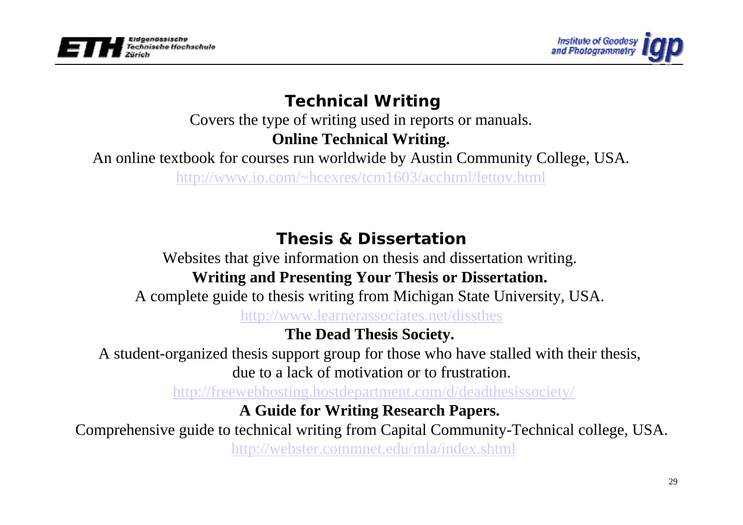## Technical Writing

Covers the type of writing used in reports or manuals.

**Online Technical Writing.**

An online textbook for courses run worldwide by Austin Community College, USA.

http://www.io.com/~hcexres/tcm1603/acchtml/lettov.html

## Thesis & Dissertation

Websites that give information on thesis and dissertation writing.

**Writing and Presenting Your Thesis or Dissertation.**

A complete guide to thesis writing from Michigan State University, USA.

http://www.learnerassociates.net/dissthes

**The Dead Thesis Society.**

A student-organized thesis support group for those who have stalled with their thesis, due to a lack of motivation or to frustration.

http://freewebhosting.hostdepartment.com/d/deadthesissociety/

**A Guide for Writing Research Papers.**

Comprehensive guide to technical writing from Capital Community-Technical college, USA.

http://webster.commnet.edu/mla/index.shtml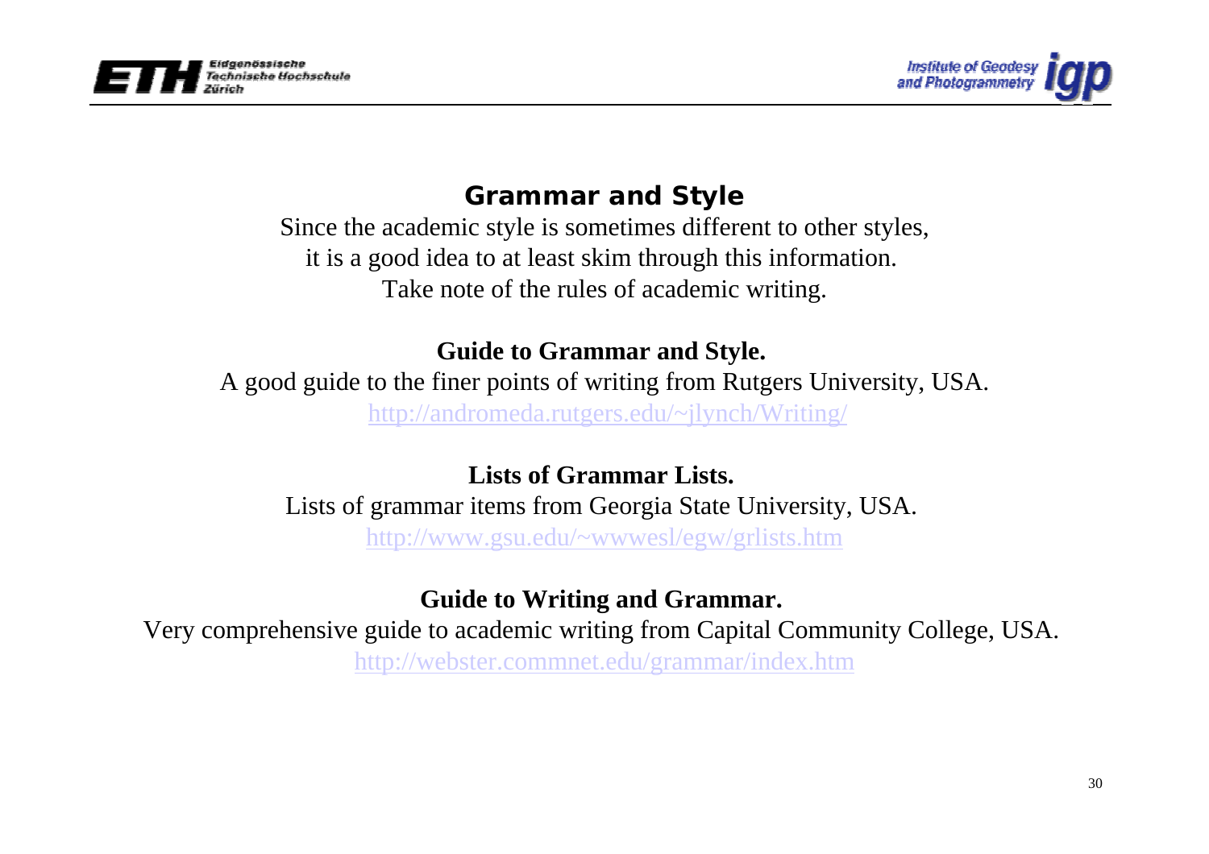## Grammar and Style

Since the academic style is sometimes different to other styles, it is a good idea to at least skim through this information. Take note of the rules of academic writing.

**Guide to Grammar and Style.**

A good guide to the finer points of writing from Rutgers University, USA.

http://andromeda.rutgers.edu/~jlynch/Writing/

**Lists of Grammar Lists.**

Lists of grammar items from Georgia State University, USA.

http://www.gsu.edu/~wwwesl/egw/grlists.htm

**Guide to Writing and Grammar.**

Very comprehensive guide to academic writing from Capital Community College, USA.

http://webster.commnet.edu/grammar/index.htm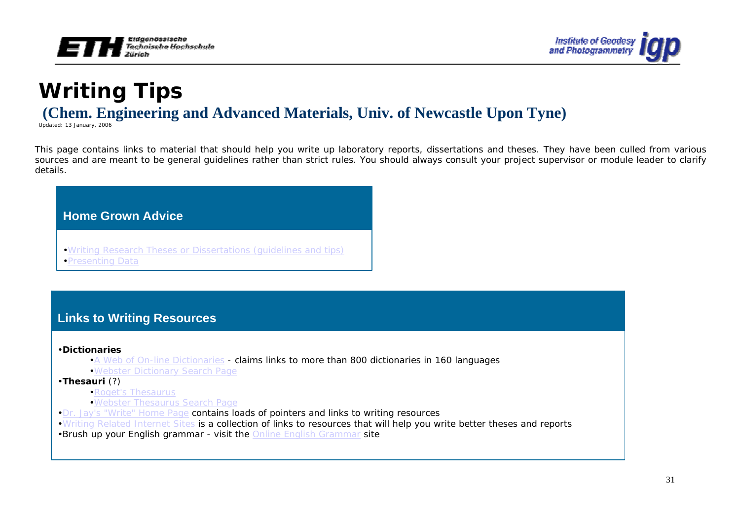# Writing Tips

## (Chem. Engineering and Advanced Materials, Univ. of Newcastle Upon Tyne)

Updated: 13 January, 2006

This page contains links to material that should help you write up laboratory reports, dissertations and theses. They have been culled from various sources and are meant to be general guidelines rather than strict rules. You should always consult your project supervisor or module leader to clarify details.

### Home Grown Advice

- Writing Research Theses or Dissertations (guidelines and tips)
- Presenting Data

### Links to Writing Resources

- **Dictionaries**
  - A Web of On-line Dictionaries - claims links to more than 800 dictionaries in 160 languages
  - Webster Dictionary Search Page
- **Thesauri** (?)
  - Roget's Thesaurus
  - Webster Thesaurus Search Page
- Dr. Jay's "Write" Home Page contains loads of pointers and links to writing resources
- Writing Related Internet Sites is a collection of links to resources that will help you write better theses and reports
- Brush up your English grammar - visit the Online English Grammar site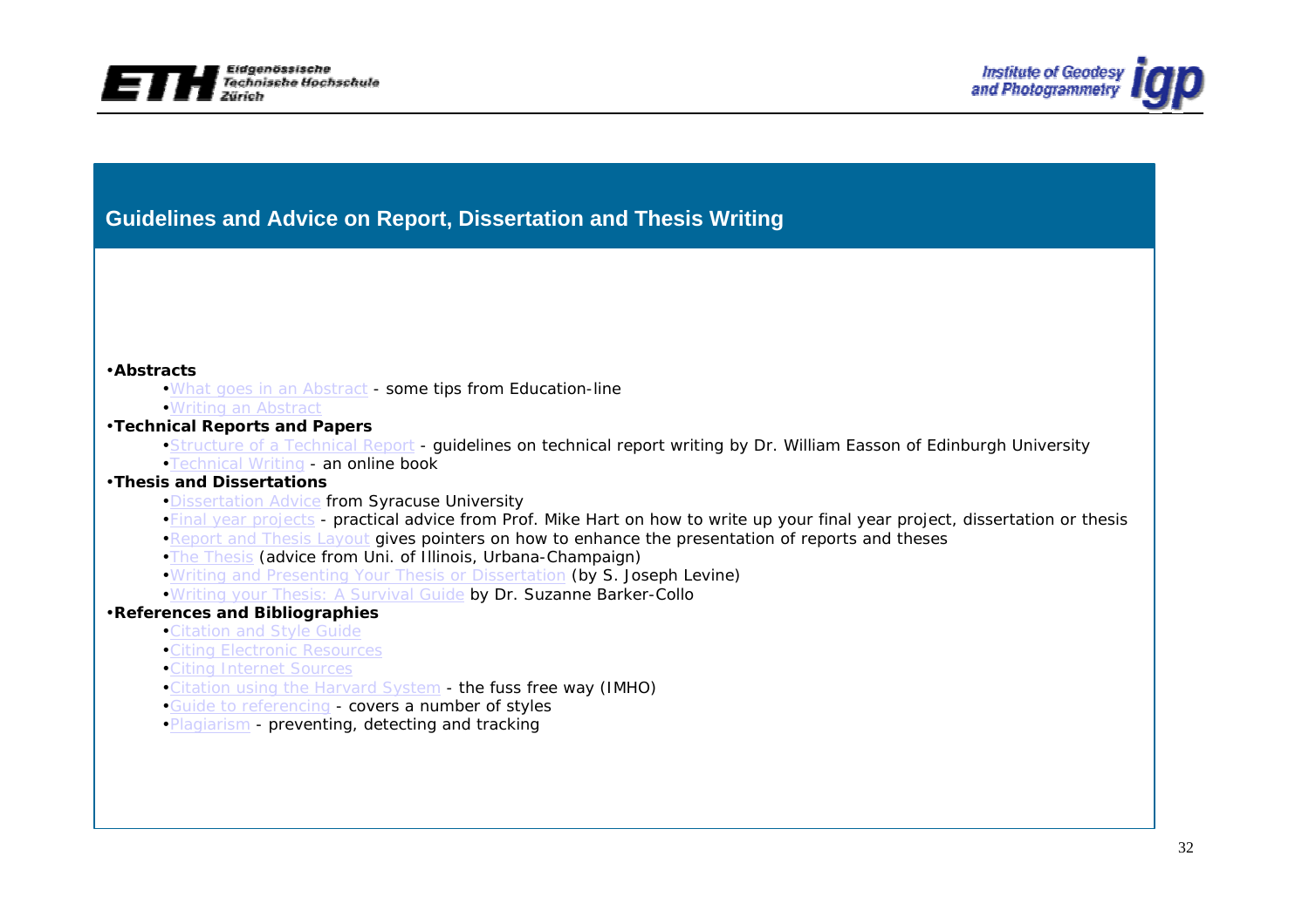## Guidelines and Advice on Report, Dissertation and Thesis Writing

- **Abstracts**
  - What goes in an Abstract - some tips from Education-line
  - Writing an Abstract
- **Technical Reports and Papers**
  - Structure of a Technical Report - guidelines on technical report writing by Dr. William Easson of Edinburgh University
  - Technical Writing - an online book
- **Thesis and Dissertations**
  - Dissertation Advice from Syracuse University
  - Final year projects - practical advice from Prof. Mike Hart on how to write up your final year project, dissertation or thesis
  - Report and Thesis Layout gives pointers on how to enhance the presentation of reports and theses
  - The Thesis (advice from Uni. of Illinois, Urbana-Champaign)
  - Writing and Presenting Your Thesis or Dissertation (by S. Joseph Levine)
  - Writing your Thesis: A Survival Guide by Dr. Suzanne Barker-Collo
- **References and Bibliographies**
  - Citation and Style Guide
  - Citing Electronic Resources
  - Citing Internet Sources
  - Citation using the Harvard System - the fuss free way (IMHO)
  - Guide to referencing - covers a number of styles
  - Plagiarism - preventing, detecting and tracking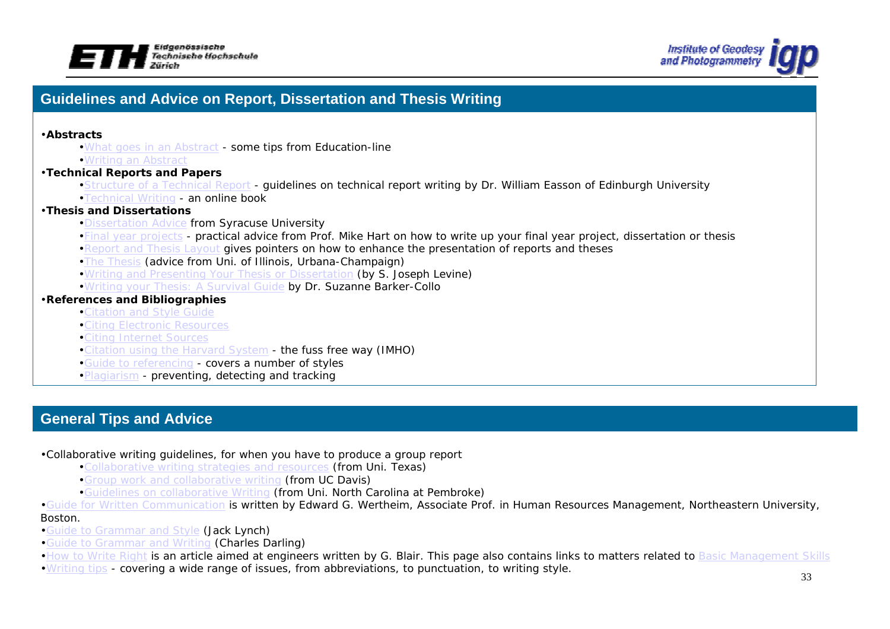## Guidelines and Advice on Report, Dissertation and Thesis Writing

- **Abstracts**
  - What goes in an Abstract - some tips from Education-line
  - Writing an Abstract
- **Technical Reports and Papers**
  - Structure of a Technical Report - guidelines on technical report writing by Dr. William Easson of Edinburgh University
  - Technical Writing - an online book
- **Thesis and Dissertations**
  - Dissertation Advice from Syracuse University
  - Final year projects - practical advice from Prof. Mike Hart on how to write up your final year project, dissertation or thesis
  - Report and Thesis Layout gives pointers on how to enhance the presentation of reports and theses
  - The Thesis (advice from Uni. of Illinois, Urbana-Champaign)
  - Writing and Presenting Your Thesis or Dissertation (by S. Joseph Levine)
  - Writing your Thesis: A Survival Guide by Dr. Suzanne Barker-Collo
- **References and Bibliographies**
  - Citation and Style Guide
  - Citing Electronic Resources
  - Citing Internet Sources
  - Citation using the Harvard System - the fuss free way (IMHO)
  - Guide to referencing - covers a number of styles
  - Plagiarism - preventing, detecting and tracking

## General Tips and Advice

- Collaborative writing guidelines, for when you have to produce a group report
  - Collaborative writing strategies and resources (from Uni. Texas)
  - Group work and collaborative writing (from UC Davis)
  - Guidelines on collaborative Writing (from Uni. North Carolina at Pembroke)
- Guide for Written Communication is written by Edward G. Wertheim, Associate Prof. in Human Resources Management, Northeastern University, Boston.
- Guide to Grammar and Style (Jack Lynch)
- Guide to Grammar and Writing (Charles Darling)
- How to Write Right is an article aimed at engineers written by G. Blair. This page also contains links to matters related to Basic Management Skills
- Writing tips - covering a wide range of issues, from abbreviations, to punctuation, to writing style.